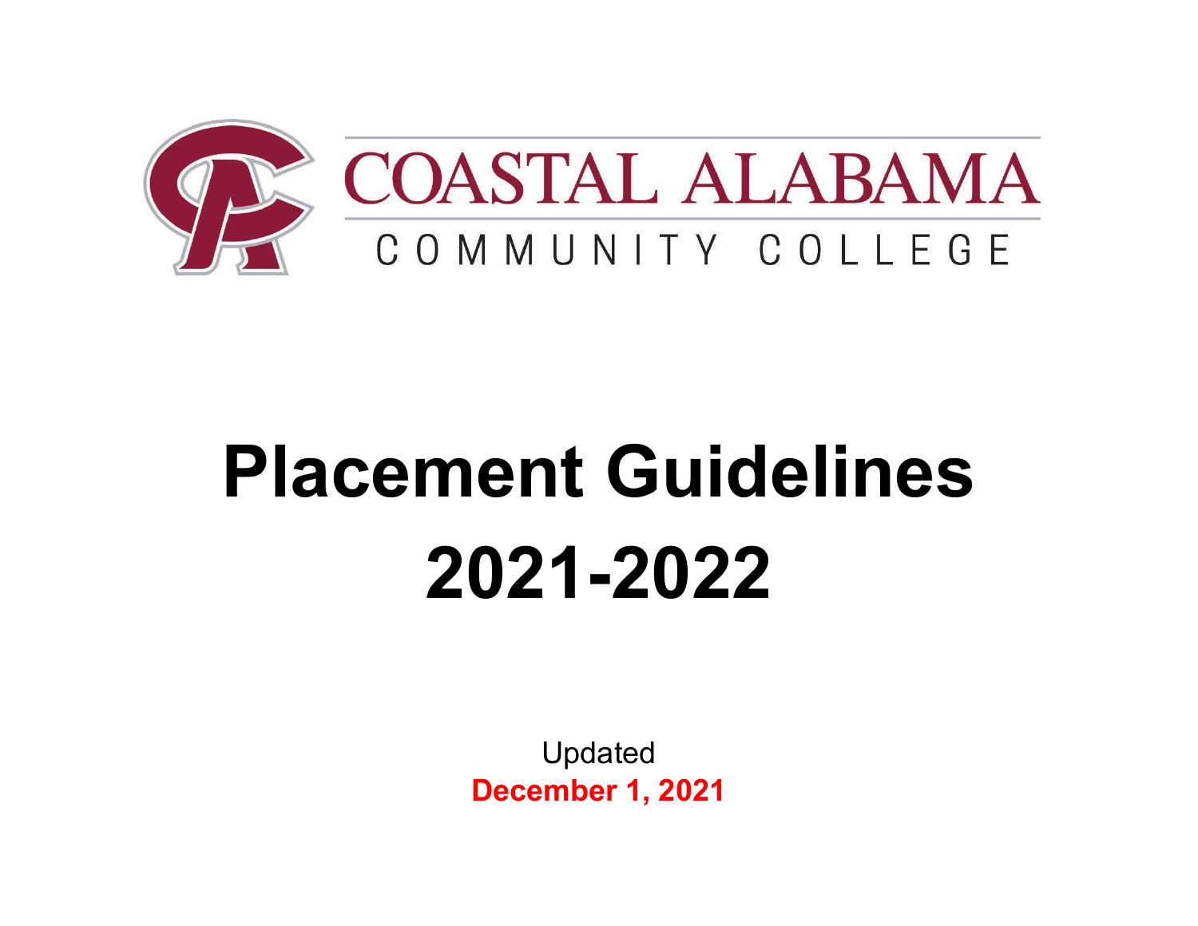COASTAL ALABAMA

COMMUNITY COLLEGE

# Placement Guidelines 2021-2022

Updated

**December 1, 2021**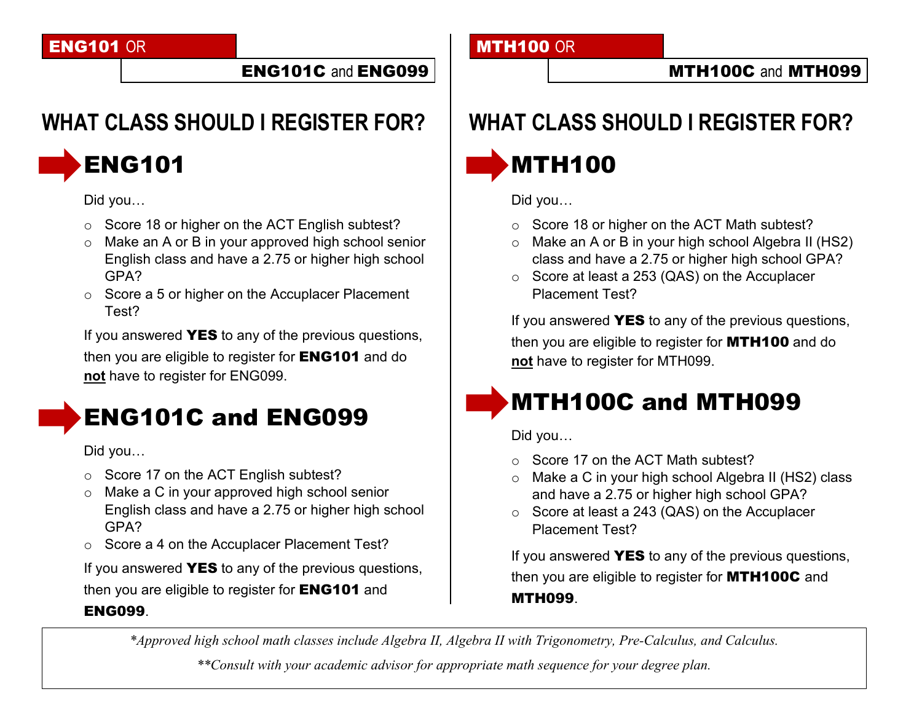**ENG101** OR

**ENG101C** and **ENG099**

## WHAT CLASS SHOULD I REGISTER FOR?

## ENG101

Did you…

- Score 18 or higher on the ACT English subtest?
- Make an A or B in your approved high school senior English class and have a 2.75 or higher high school GPA?
- Score a 5 or higher on the Accuplacer Placement Test?

If you answered **YES** to any of the previous questions, then you are eligible to register for **ENG101** and do **not** have to register for ENG099.

## ENG101C and ENG099

Did you…

- Score 17 on the ACT English subtest?
- Make a C in your approved high school senior English class and have a 2.75 or higher high school GPA?
- Score a 4 on the Accuplacer Placement Test?

If you answered **YES** to any of the previous questions, then you are eligible to register for **ENG101** and **ENG099**.

**MTH100** OR

**MTH100C** and **MTH099**

## WHAT CLASS SHOULD I REGISTER FOR?

## MTH100

Did you…

- Score 18 or higher on the ACT Math subtest?
- Make an A or B in your high school Algebra II (HS2) class and have a 2.75 or higher high school GPA?
- Score at least a 253 (QAS) on the Accuplacer Placement Test?

If you answered **YES** to any of the previous questions, then you are eligible to register for **MTH100** and do **not** have to register for MTH099.

## MTH100C and MTH099

Did you…

- Score 17 on the ACT Math subtest?
- Make a C in your high school Algebra II (HS2) class and have a 2.75 or higher high school GPA?
- Score at least a 243 (QAS) on the Accuplacer Placement Test?

If you answered **YES** to any of the previous questions, then you are eligible to register for **MTH100C** and **MTH099**.

*\*Approved high school math classes include Algebra II, Algebra II with Trigonometry, Pre-Calculus, and Calculus.*

*\*\*Consult with your academic advisor for appropriate math sequence for your degree plan.*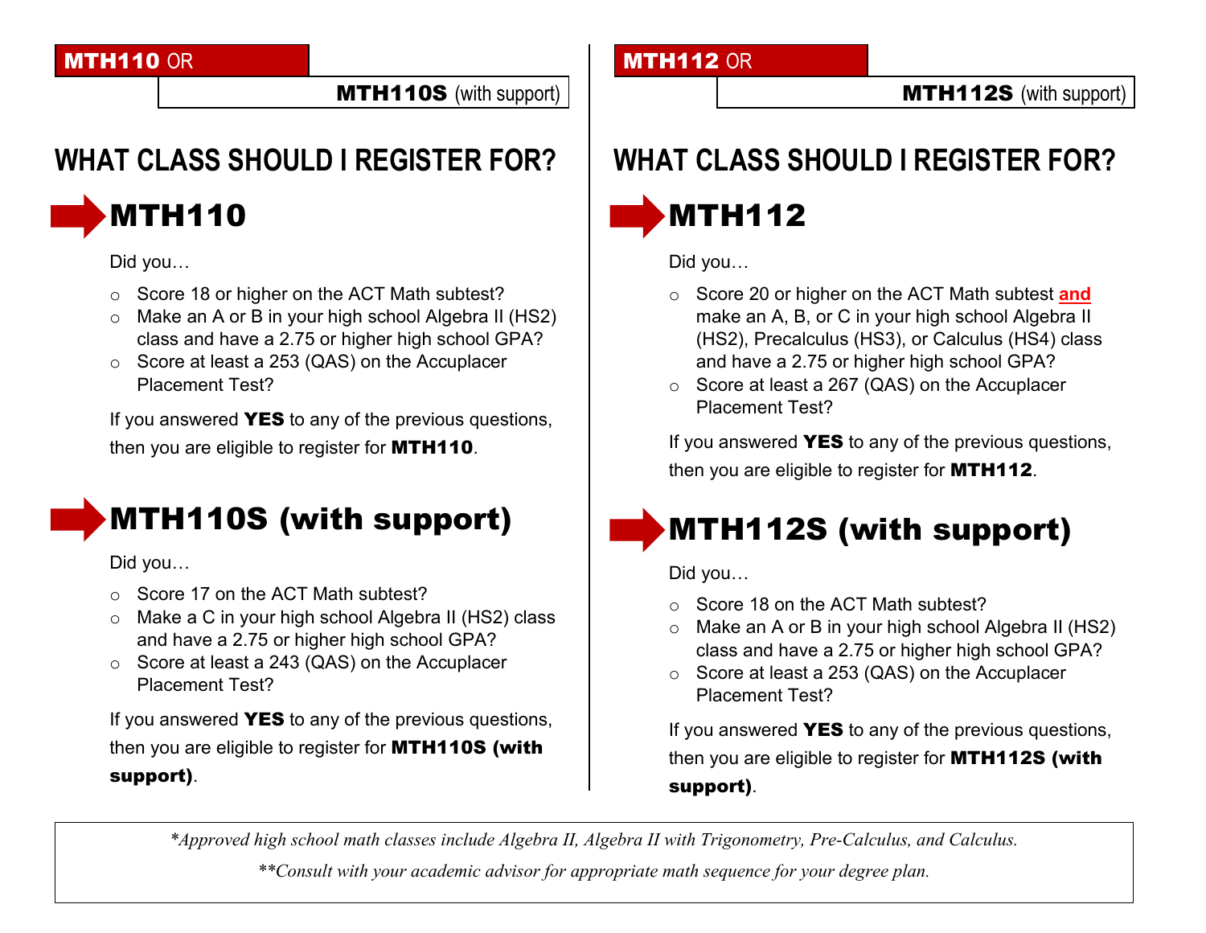**MTH110** OR

**MTH110S** (with support)

## WHAT CLASS SHOULD I REGISTER FOR?

### MTH110

Did you…

- Score 18 or higher on the ACT Math subtest?
- Make an A or B in your high school Algebra II (HS2) class and have a 2.75 or higher high school GPA?
- Score at least a 253 (QAS) on the Accuplacer Placement Test?

If you answered **YES** to any of the previous questions, then you are eligible to register for **MTH110**.

### MTH110S (with support)

Did you…

- Score 17 on the ACT Math subtest?
- Make a C in your high school Algebra II (HS2) class and have a 2.75 or higher high school GPA?
- Score at least a 243 (QAS) on the Accuplacer Placement Test?

If you answered **YES** to any of the previous questions, then you are eligible to register for **MTH110S (with support)**.

**MTH112** OR

**MTH112S** (with support)

## WHAT CLASS SHOULD I REGISTER FOR?

### MTH112

Did you…

- Score 20 or higher on the ACT Math subtest **and** make an A, B, or C in your high school Algebra II (HS2), Precalculus (HS3), or Calculus (HS4) class and have a 2.75 or higher high school GPA?
- Score at least a 267 (QAS) on the Accuplacer Placement Test?

If you answered **YES** to any of the previous questions, then you are eligible to register for **MTH112**.

### MTH112S (with support)

Did you…

- Score 18 on the ACT Math subtest?
- Make an A or B in your high school Algebra II (HS2) class and have a 2.75 or higher high school GPA?
- Score at least a 253 (QAS) on the Accuplacer Placement Test?

If you answered **YES** to any of the previous questions, then you are eligible to register for **MTH112S (with support)**.

*\*Approved high school math classes include Algebra II, Algebra II with Trigonometry, Pre-Calculus, and Calculus.*

*\*\*Consult with your academic advisor for appropriate math sequence for your degree plan.*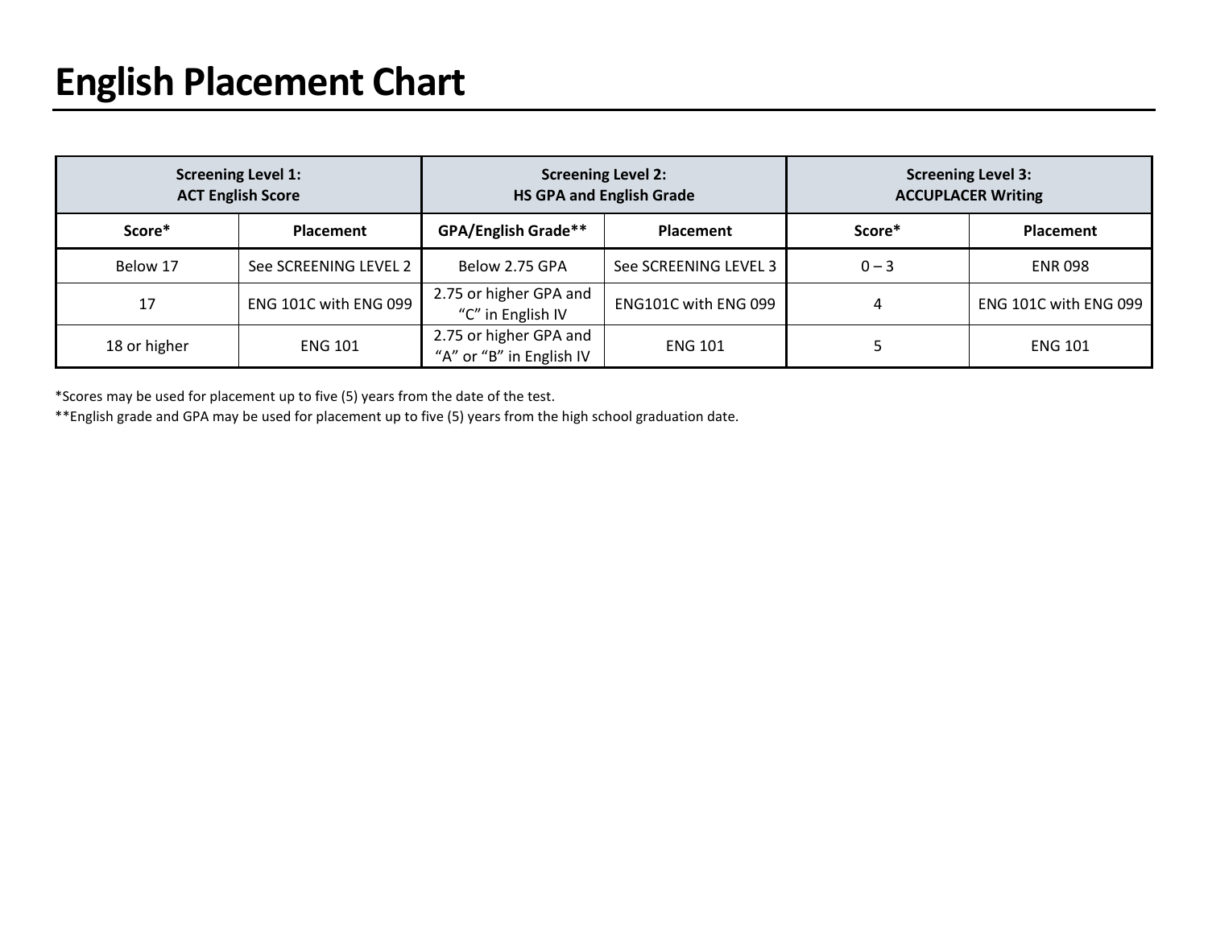# English Placement Chart

| Screening Level 1: ACT English Score | | Screening Level 2: HS GPA and English Grade | | Screening Level 3: ACCUPLACER Writing | |
|---|---|---|---|---|---|
| **Score*** | **Placement** | **GPA/English Grade**** | **Placement** | **Score*** | **Placement** |
| Below 17 | See SCREENING LEVEL 2 | Below 2.75 GPA | See SCREENING LEVEL 3 | 0 – 3 | ENR 098 |
| 17 | ENG 101C with ENG 099 | 2.75 or higher GPA and "C" in English IV | ENG101C with ENG 099 | 4 | ENG 101C with ENG 099 |
| 18 or higher | ENG 101 | 2.75 or higher GPA and "A" or "B" in English IV | ENG 101 | 5 | ENG 101 |

*Scores may be used for placement up to five (5) years from the date of the test.

**English grade and GPA may be used for placement up to five (5) years from the high school graduation date.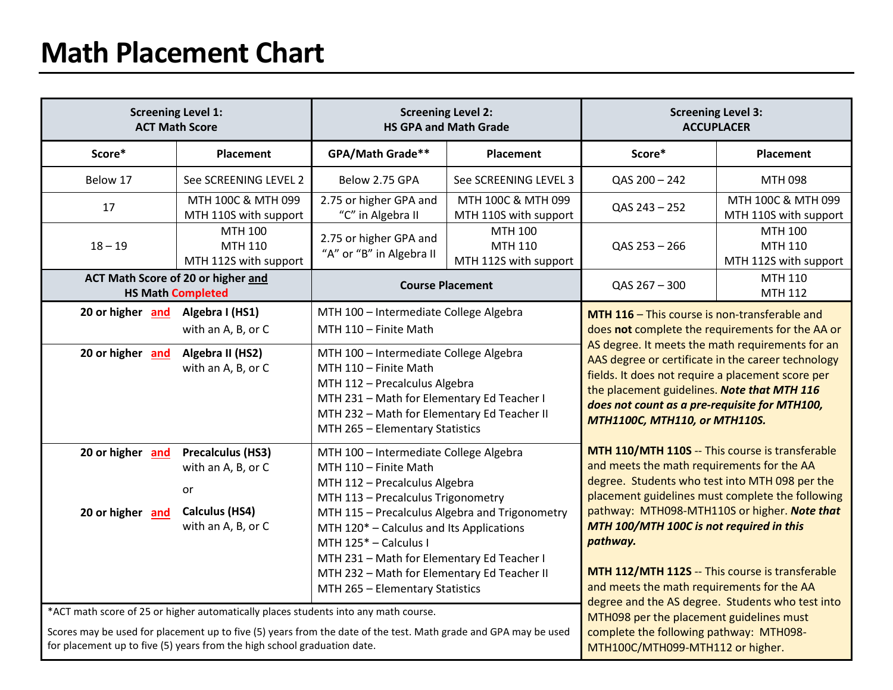# Math Placement Chart

| Screening Level 1: ACT Math Score | | Screening Level 2: HS GPA and Math Grade | | Screening Level 3: ACCUPLACER | |
|---|---|---|---|---|---|
| **Score*** | **Placement** | **GPA/Math Grade**** | **Placement** | **Score*** | **Placement** |
| Below 17 | See SCREENING LEVEL 2 | Below 2.75 GPA | See SCREENING LEVEL 3 | QAS 200 – 242 | MTH 098 |
| 17 | MTH 100C & MTH 099<br>MTH 110S with support | 2.75 or higher GPA and "C" in Algebra II | MTH 100C & MTH 099<br>MTH 110S with support | QAS 243 – 252 | MTH 100C & MTH 099<br>MTH 110S with support |
| 18 – 19 | MTH 100<br>MTH 110<br>MTH 112S with support | 2.75 or higher GPA and "A" or "B" in Algebra II | MTH 100<br>MTH 110<br>MTH 112S with support | QAS 253 – 266 | MTH 100<br>MTH 110<br>MTH 112S with support |
| | | | | QAS 267 – 300 | MTH 110<br>MTH 112 |

| ACT Math Score of 20 or higher and HS Math Completed | | Course Placement |
|---|---|---|
| **20 or higher and** | **Algebra I (HS1)** with an A, B, or C | MTH 100 – Intermediate College Algebra<br>MTH 110 – Finite Math |
| **20 or higher and** | **Algebra II (HS2)** with an A, B, or C | MTH 100 – Intermediate College Algebra<br>MTH 110 – Finite Math<br>MTH 112 – Precalculus Algebra<br>MTH 231 – Math for Elementary Ed Teacher I<br>MTH 232 – Math for Elementary Ed Teacher II<br>MTH 265 – Elementary Statistics |
| **20 or higher and**<br><br>or<br><br>**20 or higher and** | **Precalculus (HS3)** with an A, B, or C<br><br>or<br><br>**Calculus (HS4)** with an A, B, or C | MTH 100 – Intermediate College Algebra<br>MTH 110 – Finite Math<br>MTH 112 – Precalculus Algebra<br>MTH 113 – Precalculus Trigonometry<br>MTH 115 – Precalculus Algebra and Trigonometry<br>MTH 120* – Calculus and Its Applications<br>MTH 125* – Calculus I<br>MTH 231 – Math for Elementary Ed Teacher I<br>MTH 232 – Math for Elementary Ed Teacher II<br>MTH 265 – Elementary Statistics |

*ACT math score of 25 or higher automatically places students into any math course.

Scores may be used for placement up to five (5) years from the date of the test. Math grade and GPA may be used for placement up to five (5) years from the high school graduation date.

**MTH 116** – This course is non-transferable and does **not** complete the requirements for the AA or AS degree. It meets the math requirements for an AAS degree or certificate in the career technology fields. It does not require a placement score per the placement guidelines. ***Note that MTH 116 does not count as a pre-requisite for MTH100, MTH1100C, MTH110, or MTH110S.***

**MTH 110/MTH 110S** -- This course is transferable and meets the math requirements for the AA degree. Students who test into MTH 098 per the placement guidelines must complete the following pathway: MTH098-MTH110S or higher. ***Note that MTH 100/MTH 100C is not required in this pathway.***

**MTH 112/MTH 112S** -- This course is transferable and meets the math requirements for the AA degree and the AS degree. Students who test into MTH098 per the placement guidelines must complete the following pathway: MTH098-MTH100C/MTH099-MTH112 or higher.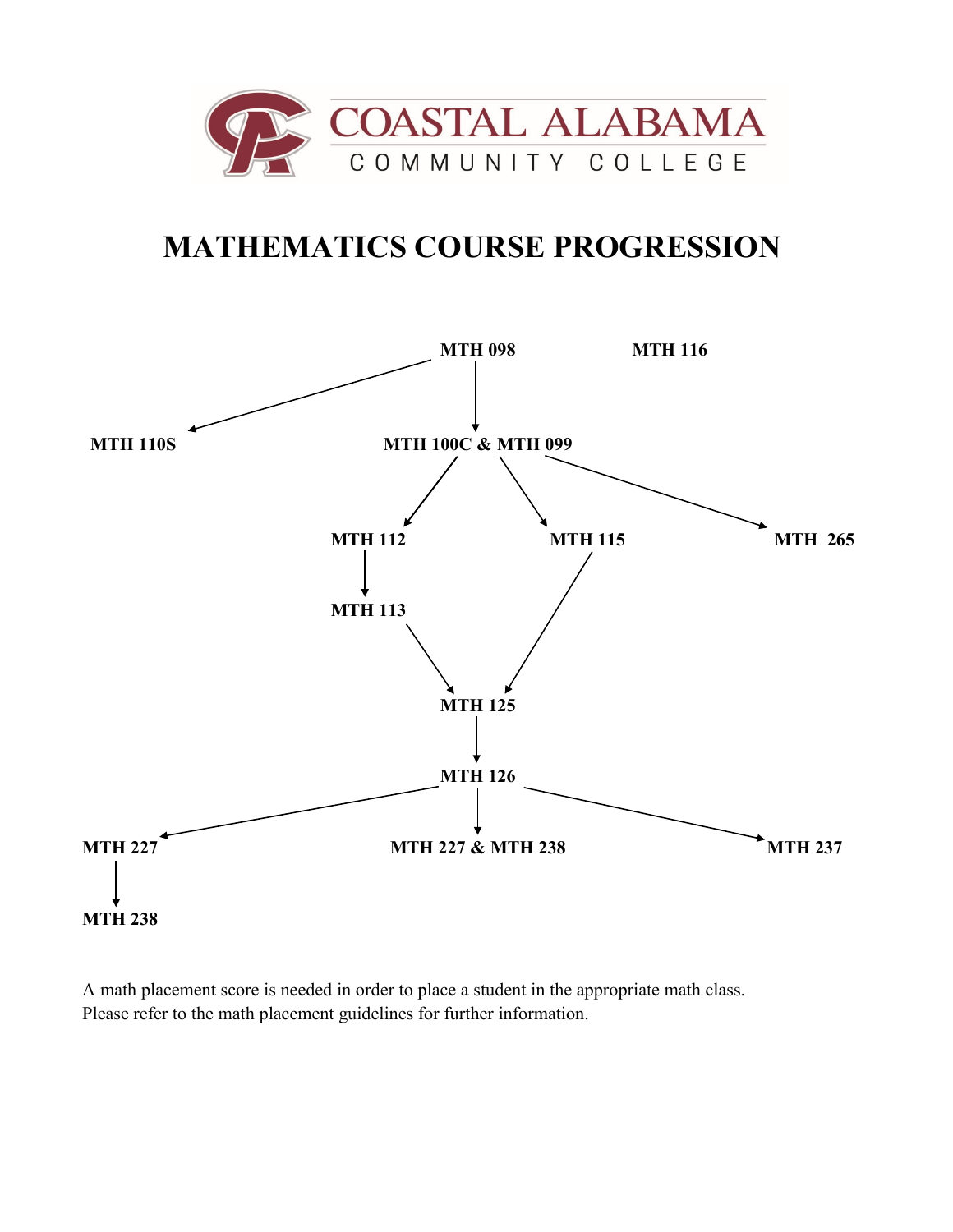COASTAL ALABAMA COMMUNITY COLLEGE

# MATHEMATICS COURSE PROGRESSION

MTH 098

MTH 116

MTH 110S

MTH 100C & MTH 099

MTH 112

MTH 115

MTH 265

MTH 113

MTH 125

MTH 126

MTH 227

MTH 227 & MTH 238

MTH 237

MTH 238

A math placement score is needed in order to place a student in the appropriate math class. Please refer to the math placement guidelines for further information.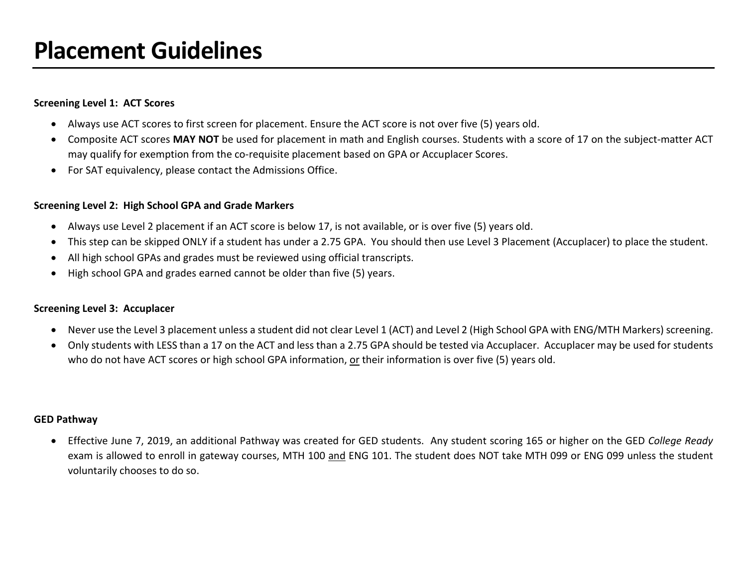# Placement Guidelines

**Screening Level 1: ACT Scores**

- Always use ACT scores to first screen for placement. Ensure the ACT score is not over five (5) years old.
- Composite ACT scores **MAY NOT** be used for placement in math and English courses. Students with a score of 17 on the subject-matter ACT may qualify for exemption from the co-requisite placement based on GPA or Accuplacer Scores.
- For SAT equivalency, please contact the Admissions Office.

**Screening Level 2: High School GPA and Grade Markers**

- Always use Level 2 placement if an ACT score is below 17, is not available, or is over five (5) years old.
- This step can be skipped ONLY if a student has under a 2.75 GPA. You should then use Level 3 Placement (Accuplacer) to place the student.
- All high school GPAs and grades must be reviewed using official transcripts.
- High school GPA and grades earned cannot be older than five (5) years.

**Screening Level 3: Accuplacer**

- Never use the Level 3 placement unless a student did not clear Level 1 (ACT) and Level 2 (High School GPA with ENG/MTH Markers) screening.
- Only students with LESS than a 17 on the ACT and less than a 2.75 GPA should be tested via Accuplacer. Accuplacer may be used for students who do not have ACT scores or high school GPA information, or their information is over five (5) years old.

**GED Pathway**

- Effective June 7, 2019, an additional Pathway was created for GED students. Any student scoring 165 or higher on the GED *College Ready* exam is allowed to enroll in gateway courses, MTH 100 and ENG 101. The student does NOT take MTH 099 or ENG 099 unless the student voluntarily chooses to do so.